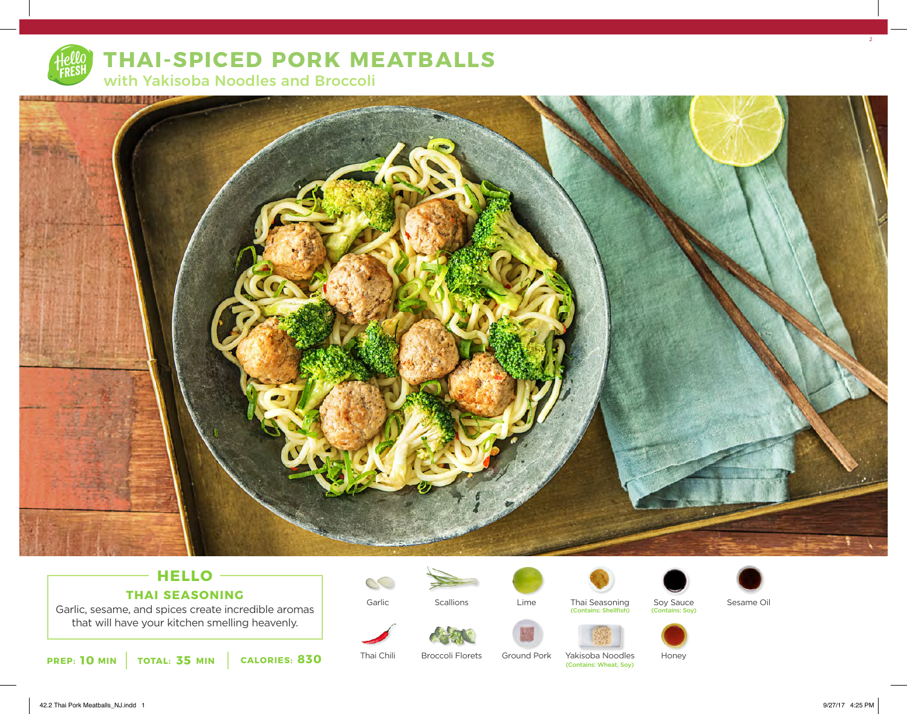# THAI-SPICED PORK MEATBALLS

## with Yakisoba Noodles and Broccoli

### HELLO

### THAI SEASONING

Garlic, sesame, and spices create incredible aromas that will have your kitchen smelling heavenly.

**PREP: 10 MIN** | **TOTAL: 35 MIN** | **CALORIES: 830**

- Garlic
- Scallions
- Lime
- Thai Seasoning (Contains: Shellfish)
- Soy Sauce (Contains: Soy)
- Sesame Oil
- Thai Chili
- Broccoli Florets
- Ground Pork
- Yakisoba Noodles (Contains: Wheat, Soy)
- Honey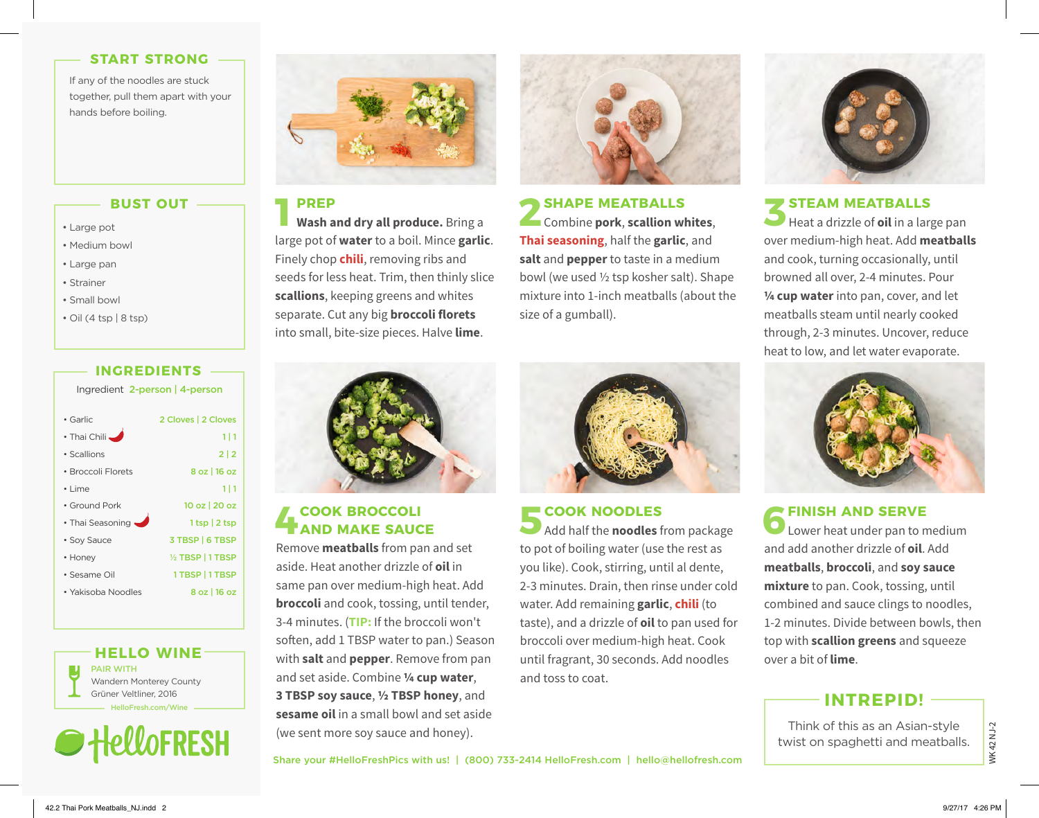## START STRONG

If any of the noodles are stuck together, pull them apart with your hands before boiling.

## BUST OUT

- Large pot
- Medium bowl
- Large pan
- Strainer
- Small bowl
- Oil (4 tsp | 8 tsp)

## INGREDIENTS

| Ingredient | 2-person \| 4-person |
| --- | --- |
| Garlic | 2 Cloves \| 2 Cloves |
| Thai Chili | 1 \| 1 |
| Scallions | 2 \| 2 |
| Broccoli Florets | 8 oz \| 16 oz |
| Lime | 1 \| 1 |
| Ground Pork | 10 oz \| 20 oz |
| Thai Seasoning | 1 tsp \| 2 tsp |
| Soy Sauce | 3 TBSP \| 6 TBSP |
| Honey | ½ TBSP \| 1 TBSP |
| Sesame Oil | 1 TBSP \| 1 TBSP |
| Yakisoba Noodles | 8 oz \| 16 oz |

## HELLO WINE

PAIR WITH
Wandern Monterey County Grüner Veltliner, 2016
HelloFresh.com/Wine

HelloFRESH

## 1 PREP

**Wash and dry all produce.** Bring a large pot of **water** to a boil. Mince **garlic**. Finely chop **chili**, removing ribs and seeds for less heat. Trim, then thinly slice **scallions**, keeping greens and whites separate. Cut any big **broccoli florets** into small, bite-size pieces. Halve **lime**.

## 2 SHAPE MEATBALLS

Combine **pork**, **scallion whites**, **Thai seasoning**, half the **garlic**, and **salt** and **pepper** to taste in a medium bowl (we used ½ tsp kosher salt). Shape mixture into 1-inch meatballs (about the size of a gumball).

## 3 STEAM MEATBALLS

Heat a drizzle of **oil** in a large pan over medium-high heat. Add **meatballs** and cook, turning occasionally, until browned all over, 2-4 minutes. Pour **¼ cup water** into pan, cover, and let meatballs steam until nearly cooked through, 2-3 minutes. Uncover, reduce heat to low, and let water evaporate.

## 4 COOK BROCCOLI AND MAKE SAUCE

Remove **meatballs** from pan and set aside. Heat another drizzle of **oil** in same pan over medium-high heat. Add **broccoli** and cook, tossing, until tender, 3-4 minutes. (**TIP:** If the broccoli won't soften, add 1 TBSP water to pan.) Season with **salt** and **pepper**. Remove from pan and set aside. Combine **¼ cup water**, **3 TBSP soy sauce**, **½ TBSP honey**, and **sesame oil** in a small bowl and set aside (we sent more soy sauce and honey).

## 5 COOK NOODLES

Add half the **noodles** from package to pot of boiling water (use the rest as you like). Cook, stirring, until al dente, 2-3 minutes. Drain, then rinse under cold water. Add remaining **garlic**, **chili** (to taste), and a drizzle of **oil** to pan used for broccoli over medium-high heat. Cook until fragrant, 30 seconds. Add noodles and toss to coat.

## 6 FINISH AND SERVE

Lower heat under pan to medium and add another drizzle of **oil**. Add **meatballs**, **broccoli**, and **soy sauce mixture** to pan. Cook, tossing, until combined and sauce clings to noodles, 1-2 minutes. Divide between bowls, then top with **scallion greens** and squeeze over a bit of **lime**.

## INTREPID!

Think of this as an Asian-style twist on spaghetti and meatballs.

Share your #HelloFreshPics with us! | (800) 733-2414 HelloFresh.com | hello@hellofresh.com

WK 42 NJ-2